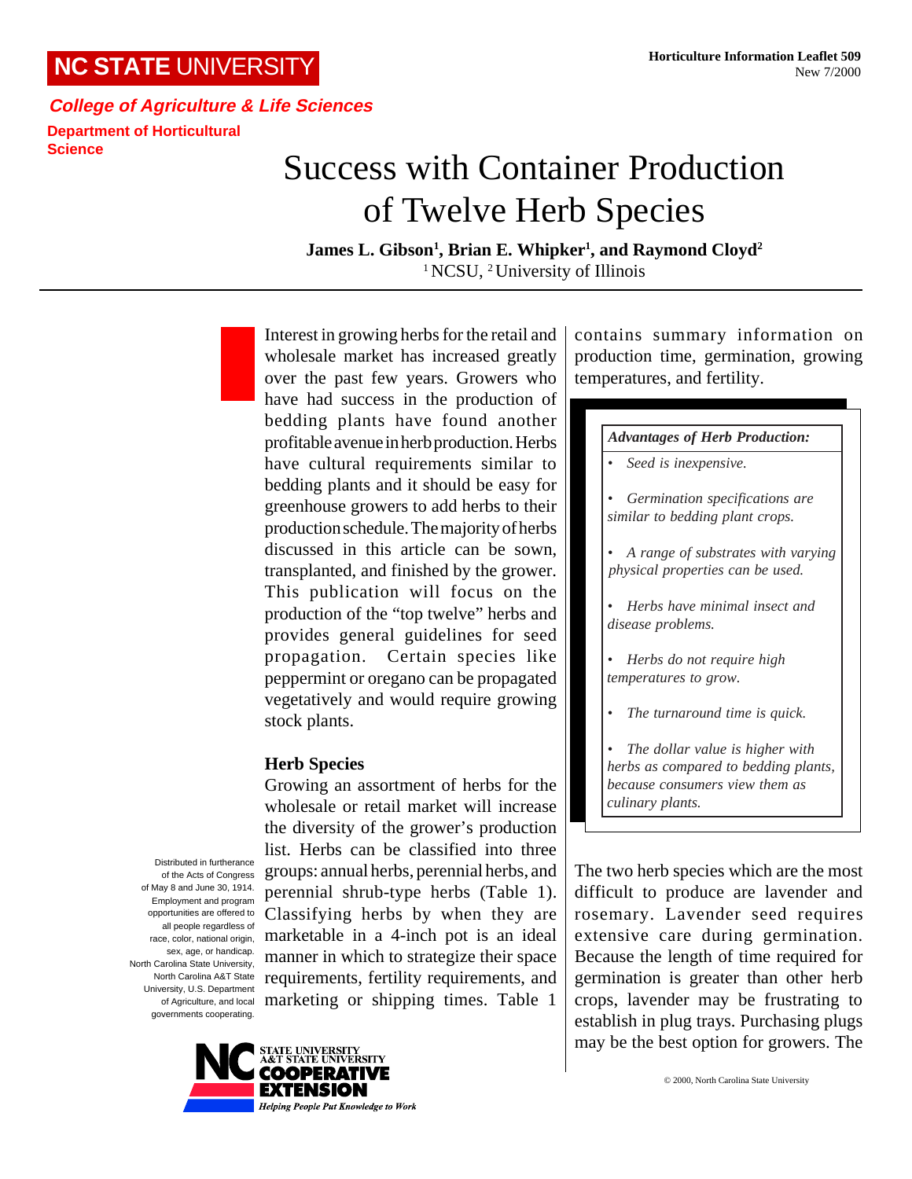NC STATE UNIVERSITY

*College of Agriculture & Life Sciences*

**Department of Horticultural Science**

**Horticulture Information Leaflet 509**
New 7/2000

# Success with Container Production of Twelve Herb Species

**James L. Gibson[1], Brian E. Whipker[1], and Raymond Cloyd[2]**
[1] NCSU, [2] University of Illinois

Interest in growing herbs for the retail and wholesale market has increased greatly over the past few years. Growers who have had success in the production of bedding plants have found another profitable avenue in herb production. Herbs have cultural requirements similar to bedding plants and it should be easy for greenhouse growers to add herbs to their production schedule. The majority of herbs discussed in this article can be sown, transplanted, and finished by the grower. This publication will focus on the production of the "top twelve" herbs and provides general guidelines for seed propagation. Certain species like peppermint or oregano can be propagated vegetatively and would require growing stock plants.

## Herb Species

Growing an assortment of herbs for the wholesale or retail market will increase the diversity of the grower's production list. Herbs can be classified into three groups: annual herbs, perennial herbs, and perennial shrub-type herbs (Table 1). Classifying herbs by when they are marketable in a 4-inch pot is an ideal manner in which to strategize their space requirements, fertility requirements, and marketing or shipping times. Table 1 contains summary information on production time, germination, growing temperatures, and fertility.

***Advantages of Herb Production:***

- *Seed is inexpensive.*
- *Germination specifications are similar to bedding plant crops.*
- *A range of substrates with varying physical properties can be used.*
- *Herbs have minimal insect and disease problems.*
- *Herbs do not require high temperatures to grow.*
- *The turnaround time is quick.*
- *The dollar value is higher with herbs as compared to bedding plants, because consumers view them as culinary plants.*

The two herb species which are the most difficult to produce are lavender and rosemary. Lavender seed requires extensive care during germination. Because the length of time required for germination is greater than other herb crops, lavender may be frustrating to establish in plug trays. Purchasing plugs may be the best option for growers. The

Distributed in furtherance of the Acts of Congress of May 8 and June 30, 1914. Employment and program opportunities are offered to all people regardless of race, color, national origin, sex, age, or handicap. North Carolina State University, North Carolina A&T State University, U.S. Department of Agriculture, and local governments cooperating.

NC STATE UNIVERSITY A&T STATE UNIVERSITY COOPERATIVE EXTENSION
*Helping People Put Knowledge to Work*

© 2000, North Carolina State University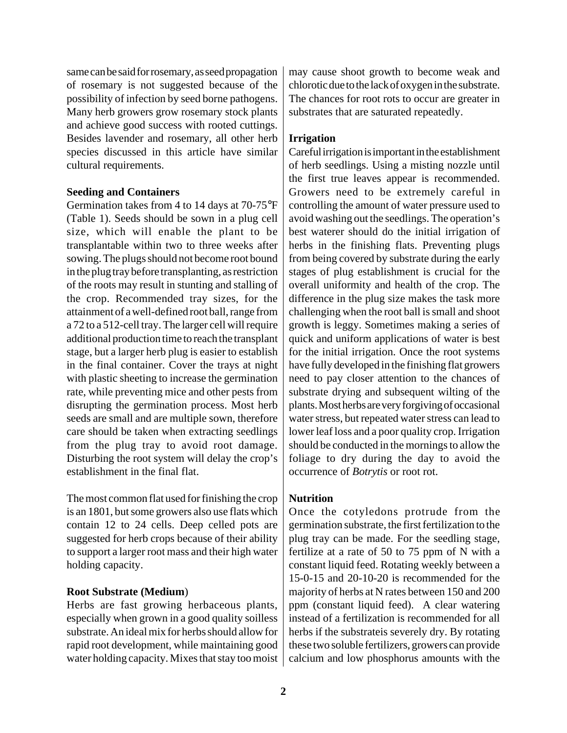same can be said for rosemary, as seed propagation of rosemary is not suggested because of the possibility of infection by seed borne pathogens. Many herb growers grow rosemary stock plants and achieve good success with rooted cuttings. Besides lavender and rosemary, all other herb species discussed in this article have similar cultural requirements.

**Seeding and Containers**

Germination takes from 4 to 14 days at 70-75°F (Table 1). Seeds should be sown in a plug cell size, which will enable the plant to be transplantable within two to three weeks after sowing. The plugs should not become root bound in the plug tray before transplanting, as restriction of the roots may result in stunting and stalling of the crop. Recommended tray sizes, for the attainment of a well-defined root ball, range from a 72 to a 512-cell tray. The larger cell will require additional production time to reach the transplant stage, but a larger herb plug is easier to establish in the final container. Cover the trays at night with plastic sheeting to increase the germination rate, while preventing mice and other pests from disrupting the germination process. Most herb seeds are small and are multiple sown, therefore care should be taken when extracting seedlings from the plug tray to avoid root damage. Disturbing the root system will delay the crop's establishment in the final flat.

The most common flat used for finishing the crop is an 1801, but some growers also use flats which contain 12 to 24 cells. Deep celled pots are suggested for herb crops because of their ability to support a larger root mass and their high water holding capacity.

**Root Substrate (Medium)**

Herbs are fast growing herbaceous plants, especially when grown in a good quality soilless substrate. An ideal mix for herbs should allow for rapid root development, while maintaining good water holding capacity. Mixes that stay too moist may cause shoot growth to become weak and chlorotic due to the lack of oxygen in the substrate. The chances for root rots to occur are greater in substrates that are saturated repeatedly.

**Irrigation**

Careful irrigation is important in the establishment of herb seedlings. Using a misting nozzle until the first true leaves appear is recommended. Growers need to be extremely careful in controlling the amount of water pressure used to avoid washing out the seedlings. The operation's best waterer should do the initial irrigation of herbs in the finishing flats. Preventing plugs from being covered by substrate during the early stages of plug establishment is crucial for the overall uniformity and health of the crop. The difference in the plug size makes the task more challenging when the root ball is small and shoot growth is leggy. Sometimes making a series of quick and uniform applications of water is best for the initial irrigation. Once the root systems have fully developed in the finishing flat growers need to pay closer attention to the chances of substrate drying and subsequent wilting of the plants. Most herbs are very forgiving of occasional water stress, but repeated water stress can lead to lower leaf loss and a poor quality crop. Irrigation should be conducted in the mornings to allow the foliage to dry during the day to avoid the occurrence of *Botrytis* or root rot.

**Nutrition**

Once the cotyledons protrude from the germination substrate, the first fertilization to the plug tray can be made. For the seedling stage, fertilize at a rate of 50 to 75 ppm of N with a constant liquid feed. Rotating weekly between a 15-0-15 and 20-10-20 is recommended for the majority of herbs at N rates between 150 and 200 ppm (constant liquid feed). A clear watering instead of a fertilization is recommended for all herbs if the substrateis severely dry. By rotating these two soluble fertilizers, growers can provide calcium and low phosphorus amounts with the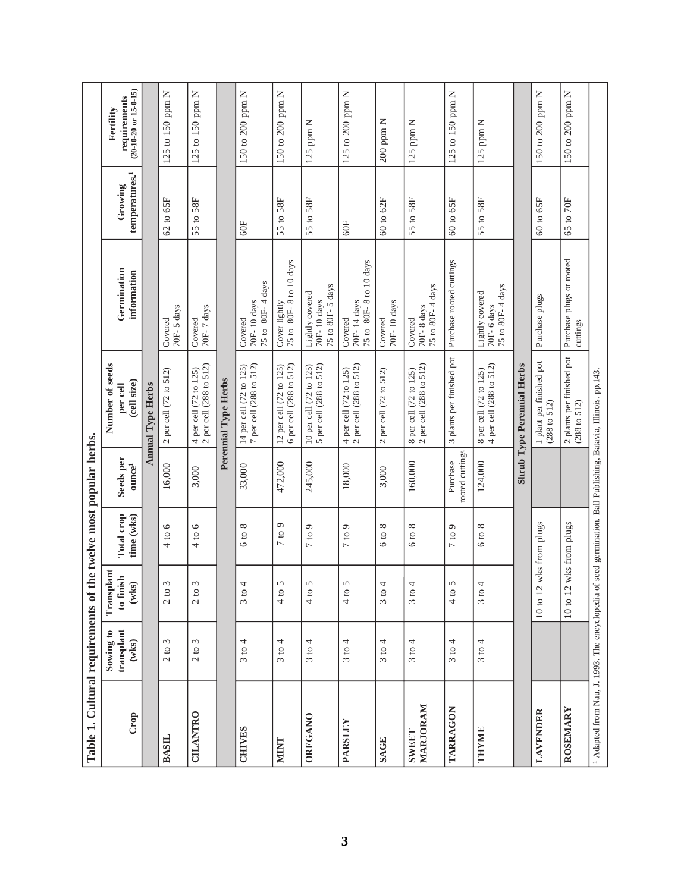**Table 1. Cultural requirements of the twelve most popular herbs.**

| Crop | Sowing to transplant (wks) | Transplant to finish (wks) | Total crop time (wks) | Seeds per ounce[1] | Number of seeds per cell (cell size) | Germination information | Growing temperatures.[1] | Fertility requirements (20-10-20 or 15-0-15) |
|---|---|---|---|---|---|---|---|---|
| **Annual Type Herbs** | | | | | | | | |
| **BASIL** | 2 to 3 | 2 to 3 | 4 to 6 | 16,000 | 2 per cell (72 to 512) | Covered 70F- 5 days | 62 to 65F | 125 to 150 ppm N |
| **CILANTRO** | 2 to 3 | 2 to 3 | 4 to 6 | 3,000 | 4 per cell (72 to 125) 2 per cell (288 to 512) | Covered 70F- 7 days | 55 to 58F | 125 to 150 ppm N |
| **Perennial Type Herbs** | | | | | | | | |
| **CHIVES** | 3 to 4 | 3 to 4 | 6 to 8 | 33,000 | 14 per cell (72 to 125) 7 per cell (288 to 512) | Covered 70F- 10 days 75 to 80F- 4 days | 60F | 150 to 200 ppm N |
| **MINT** | 3 to 4 | 4 to 5 | 7 to 9 | 472,000 | 12 per cell (72 to 125) 6 per cell (288 to 512) | Cover lightly 75 to 80F- 8 to 10 days | 55 to 58F | 150 to 200 ppm N |
| **OREGANO** | 3 to 4 | 4 to 5 | 7 to 9 | 245,000 | 10 per cell (72 to 125) 5 per cell (288 to 512) | Lightly covered 70F- 10 days 75 to 80F- 5 days | 55 to 58F | 125 ppm N |
| **PARSLEY** | 3 to 4 | 4 to 5 | 7 to 9 | 18,000 | 4 per cell (72 to 125) 2 per cell (288 to 512) | Covered 70F- 14 days 75 to 80F- 8 to 10 days | 60F | 125 to 200 ppm N |
| **SAGE** | 3 to 4 | 3 to 4 | 6 to 8 | 3,000 | 2 per cell (72 to 512) | Covered 70F- 10 days | 60 to 62F | 200 ppm N |
| **SWEET MARJORAM** | 3 to 4 | 3 to 4 | 6 to 8 | 160,000 | 8 per cell (72 to 125) 2 per cell (288 to 512) | Covered 70F- 8 days 75 to 80F- 4 days | 55 to 58F | 125 ppm N |
| **TARRAGON** | 3 to 4 | 4 to 5 | 7 to 9 | Purchase rooted cuttings | 3 plants per finished pot | Purchase rooted cuttings | 60 to 65F | 125 to 150 ppm N |
| **THYME** | 3 to 4 | 3 to 4 | 6 to 8 | 124,000 | 8 per cell (72 to 125) 4 per cell (288 to 512) | Lightly covered 70F- 6 days 75 to 80F- 4 days | 55 to 58F | 125 ppm N |
| **Shrub Type Perennial Herbs** | | | | | | | | |
| **LAVENDER** | | 10 to 12 wks from plugs | | | 1 plant per finished pot (288 to 512) | Purchase plugs | 60 to 65F | 150 to 200 ppm N |
| **ROSEMARY** | | 10 to 12 wks from plugs | | | 2 plants per finished pot (288 to 512) | Purchase plugs or rooted cuttings | 65 to 70F | 150 to 200 ppm N |

[1] Adapted from Nau, J. 1993. The encyclopedia of seed germination. Ball Publishing, Batavia, Illinois. pp.143.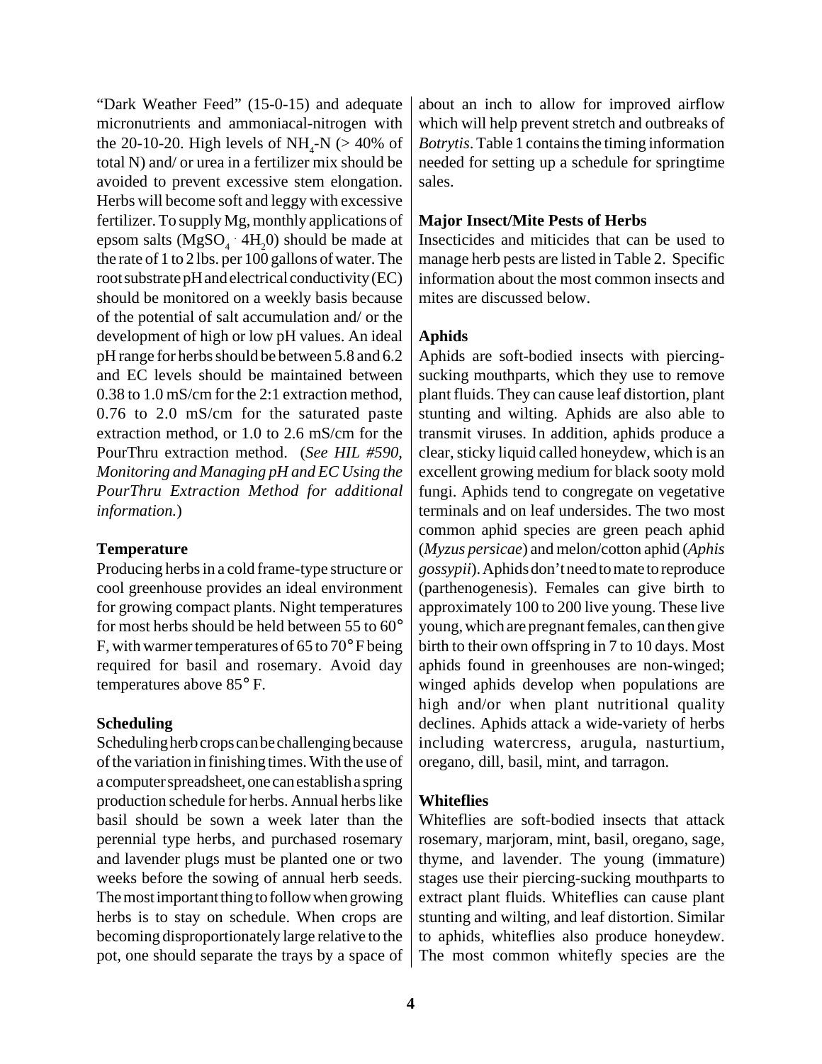"Dark Weather Feed" (15-0-15) and adequate micronutrients and ammoniacal-nitrogen with the 20-10-20. High levels of $NH_4$-N (> 40% of total N) and/ or urea in a fertilizer mix should be avoided to prevent excessive stem elongation. Herbs will become soft and leggy with excessive fertilizer. To supply Mg, monthly applications of epsom salts ($MgSO_4 \cdot 4H_20$) should be made at the rate of 1 to 2 lbs. per 100 gallons of water. The root substrate pH and electrical conductivity (EC) should be monitored on a weekly basis because of the potential of salt accumulation and/ or the development of high or low pH values. An ideal pH range for herbs should be between 5.8 and 6.2 and EC levels should be maintained between 0.38 to 1.0 mS/cm for the 2:1 extraction method, 0.76 to 2.0 mS/cm for the saturated paste extraction method, or 1.0 to 2.6 mS/cm for the PourThru extraction method. (*See HIL #590, Monitoring and Managing pH and EC Using the PourThru Extraction Method for additional information.*)

**Temperature**

Producing herbs in a cold frame-type structure or cool greenhouse provides an ideal environment for growing compact plants. Night temperatures for most herbs should be held between 55 to 60° F, with warmer temperatures of 65 to 70° F being required for basil and rosemary. Avoid day temperatures above 85° F.

**Scheduling**

Scheduling herb crops can be challenging because of the variation in finishing times. With the use of a computer spreadsheet, one can establish a spring production schedule for herbs. Annual herbs like basil should be sown a week later than the perennial type herbs, and purchased rosemary and lavender plugs must be planted one or two weeks before the sowing of annual herb seeds. The most important thing to follow when growing herbs is to stay on schedule. When crops are becoming disproportionately large relative to the pot, one should separate the trays by a space of about an inch to allow for improved airflow which will help prevent stretch and outbreaks of *Botrytis*. Table 1 contains the timing information needed for setting up a schedule for springtime sales.

**Major Insect/Mite Pests of Herbs**

Insecticides and miticides that can be used to manage herb pests are listed in Table 2. Specific information about the most common insects and mites are discussed below.

**Aphids**

Aphids are soft-bodied insects with piercing-sucking mouthparts, which they use to remove plant fluids. They can cause leaf distortion, plant stunting and wilting. Aphids are also able to transmit viruses. In addition, aphids produce a clear, sticky liquid called honeydew, which is an excellent growing medium for black sooty mold fungi. Aphids tend to congregate on vegetative terminals and on leaf undersides. The two most common aphid species are green peach aphid (*Myzus persicae*) and melon/cotton aphid (*Aphis gossypii*). Aphids don't need to mate to reproduce (parthenogenesis). Females can give birth to approximately 100 to 200 live young. These live young, which are pregnant females, can then give birth to their own offspring in 7 to 10 days. Most aphids found in greenhouses are non-winged; winged aphids develop when populations are high and/or when plant nutritional quality declines. Aphids attack a wide-variety of herbs including watercress, arugula, nasturtium, oregano, dill, basil, mint, and tarragon.

**Whiteflies**

Whiteflies are soft-bodied insects that attack rosemary, marjoram, mint, basil, oregano, sage, thyme, and lavender. The young (immature) stages use their piercing-sucking mouthparts to extract plant fluids. Whiteflies can cause plant stunting and wilting, and leaf distortion. Similar to aphids, whiteflies also produce honeydew. The most common whitefly species are the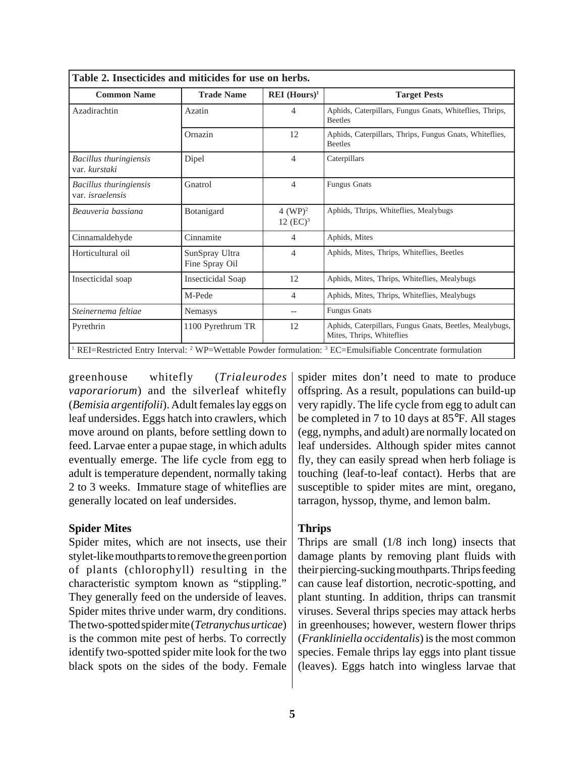**Table 2. Insecticides and miticides for use on herbs.**

| Common Name | Trade Name | REI (Hours)[1] | Target Pests |
|---|---|---|---|
| Azadirachtin | Azatin | 4 | Aphids, Caterpillars, Fungus Gnats, Whiteflies, Thrips, Beetles |
| | Ornazin | 12 | Aphids, Caterpillars, Thrips, Fungus Gnats, Whiteflies, Beetles |
| *Bacillus thuringiensis* var. *kurstaki* | Dipel | 4 | Caterpillars |
| *Bacillus thuringiensis* var. *israelensis* | Gnatrol | 4 | Fungus Gnats |
| *Beauveria bassiana* | Botanigard | 4 (WP)[2] 12 (EC)[3] | Aphids, Thrips, Whiteflies, Mealybugs |
| Cinnamaldehyde | Cinnamite | 4 | Aphids, Mites |
| Horticultural oil | SunSpray Ultra Fine Spray Oil | 4 | Aphids, Mites, Thrips, Whiteflies, Beetles |
| Insecticidal soap | Insecticidal Soap | 12 | Aphids, Mites, Thrips, Whiteflies, Mealybugs |
| | M-Pede | 4 | Aphids, Mites, Thrips, Whiteflies, Mealybugs |
| *Steinernema feltiae* | Nemasys | -- | Fungus Gnats |
| Pyrethrin | 1100 Pyrethrum TR | 12 | Aphids, Caterpillars, Fungus Gnats, Beetles, Mealybugs, Mites, Thrips, Whiteflies |

[1] REI=Restricted Entry Interval: [2] WP=Wettable Powder formulation: [3] EC=Emulsifiable Concentrate formulation

greenhouse whitefly (*Trialeurodes vaporariorum*) and the silverleaf whitefly (*Bemisia argentifolii*). Adult females lay eggs on leaf undersides. Eggs hatch into crawlers, which move around on plants, before settling down to feed. Larvae enter a pupae stage, in which adults eventually emerge. The life cycle from egg to adult is temperature dependent, normally taking 2 to 3 weeks. Immature stage of whiteflies are generally located on leaf undersides.

### Spider Mites

Spider mites, which are not insects, use their stylet-like mouthparts to remove the green portion of plants (chlorophyll) resulting in the characteristic symptom known as "stippling." They generally feed on the underside of leaves. Spider mites thrive under warm, dry conditions. The two-spotted spider mite (*Tetranychus urticae*) is the common mite pest of herbs. To correctly identify two-spotted spider mite look for the two black spots on the sides of the body. Female spider mites don't need to mate to produce offspring. As a result, populations can build-up very rapidly. The life cycle from egg to adult can be completed in 7 to 10 days at 85°F. All stages (egg, nymphs, and adult) are normally located on leaf undersides. Although spider mites cannot fly, they can easily spread when herb foliage is touching (leaf-to-leaf contact). Herbs that are susceptible to spider mites are mint, oregano, tarragon, hyssop, thyme, and lemon balm.

### Thrips

Thrips are small (1/8 inch long) insects that damage plants by removing plant fluids with their piercing-sucking mouthparts. Thrips feeding can cause leaf distortion, necrotic-spotting, and plant stunting. In addition, thrips can transmit viruses. Several thrips species may attack herbs in greenhouses; however, western flower thrips (*Frankliniella occidentalis*) is the most common species. Female thrips lay eggs into plant tissue (leaves). Eggs hatch into wingless larvae that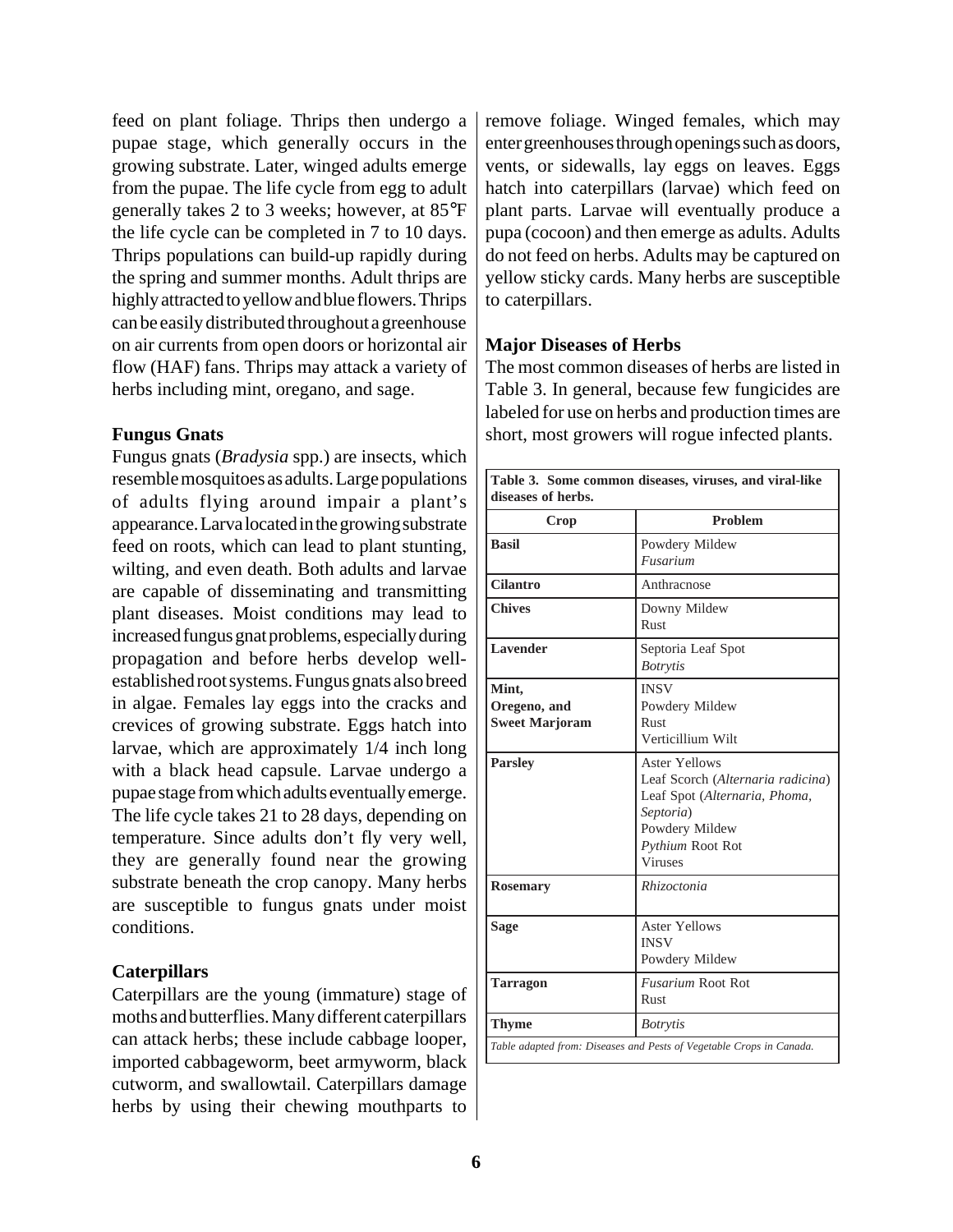feed on plant foliage. Thrips then undergo a pupae stage, which generally occurs in the growing substrate. Later, winged adults emerge from the pupae. The life cycle from egg to adult generally takes 2 to 3 weeks; however, at 85°F the life cycle can be completed in 7 to 10 days. Thrips populations can build-up rapidly during the spring and summer months. Adult thrips are highly attracted to yellow and blue flowers. Thrips can be easily distributed throughout a greenhouse on air currents from open doors or horizontal air flow (HAF) fans. Thrips may attack a variety of herbs including mint, oregano, and sage.

**Fungus Gnats**

Fungus gnats (*Bradysia* spp.) are insects, which resemble mosquitoes as adults. Large populations of adults flying around impair a plant's appearance. Larva located in the growing substrate feed on roots, which can lead to plant stunting, wilting, and even death. Both adults and larvae are capable of disseminating and transmitting plant diseases. Moist conditions may lead to increased fungus gnat problems, especially during propagation and before herbs develop well-established root systems. Fungus gnats also breed in algae. Females lay eggs into the cracks and crevices of growing substrate. Eggs hatch into larvae, which are approximately 1/4 inch long with a black head capsule. Larvae undergo a pupae stage from which adults eventually emerge. The life cycle takes 21 to 28 days, depending on temperature. Since adults don't fly very well, they are generally found near the growing substrate beneath the crop canopy. Many herbs are susceptible to fungus gnats under moist conditions.

**Caterpillars**

Caterpillars are the young (immature) stage of moths and butterflies. Many different caterpillars can attack herbs; these include cabbage looper, imported cabbageworm, beet armyworm, black cutworm, and swallowtail. Caterpillars damage herbs by using their chewing mouthparts to remove foliage. Winged females, which may enter greenhouses through openings such as doors, vents, or sidewalls, lay eggs on leaves. Eggs hatch into caterpillars (larvae) which feed on plant parts. Larvae will eventually produce a pupa (cocoon) and then emerge as adults. Adults do not feed on herbs. Adults may be captured on yellow sticky cards. Many herbs are susceptible to caterpillars.

**Major Diseases of Herbs**

The most common diseases of herbs are listed in Table 3. In general, because few fungicides are labeled for use on herbs and production times are short, most growers will rogue infected plants.

**Table 3. Some common diseases, viruses, and viral-like diseases of herbs.**

| Crop | Problem |
|---|---|
| **Basil** | Powdery Mildew<br>*Fusarium* |
| **Cilantro** | Anthracnose |
| **Chives** | Downy Mildew<br>Rust |
| **Lavender** | Septoria Leaf Spot<br>*Botrytis* |
| **Mint, Oregeno, and Sweet Marjoram** | INSV<br>Powdery Mildew<br>Rust<br>Verticillium Wilt |
| **Parsley** | Aster Yellows<br>Leaf Scorch (*Alternaria radicina*)<br>Leaf Spot (*Alternaria, Phoma, Septoria*)<br>Powdery Mildew<br>*Pythium* Root Rot<br>Viruses |
| **Rosemary** | *Rhizoctonia* |
| **Sage** | Aster Yellows<br>INSV<br>Powdery Mildew |
| **Tarragon** | *Fusarium* Root Rot<br>Rust |
| **Thyme** | *Botrytis* |

*Table adapted from: Diseases and Pests of Vegetable Crops in Canada.*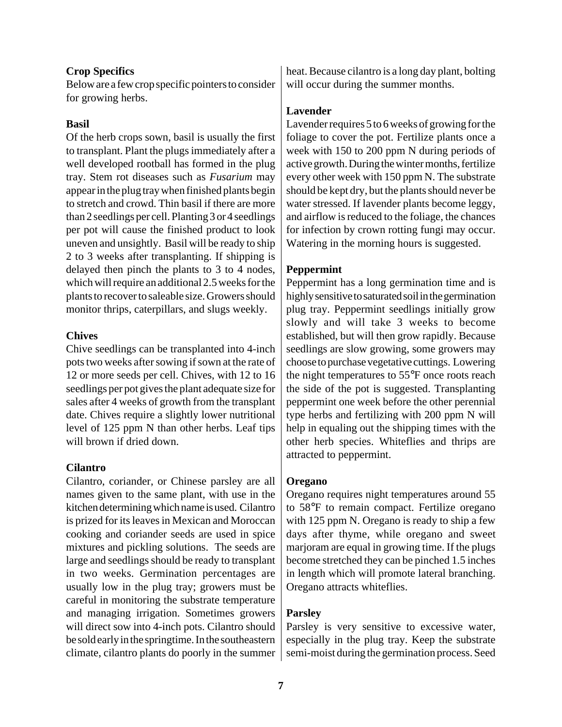## Crop Specifics

Below are a few crop specific pointers to consider for growing herbs.

### Basil

Of the herb crops sown, basil is usually the first to transplant. Plant the plugs immediately after a well developed rootball has formed in the plug tray. Stem rot diseases such as *Fusarium* may appear in the plug tray when finished plants begin to stretch and crowd. Thin basil if there are more than 2 seedlings per cell. Planting 3 or 4 seedlings per pot will cause the finished product to look uneven and unsightly. Basil will be ready to ship 2 to 3 weeks after transplanting. If shipping is delayed then pinch the plants to 3 to 4 nodes, which will require an additional 2.5 weeks for the plants to recover to saleable size. Growers should monitor thrips, caterpillars, and slugs weekly.

### Chives

Chive seedlings can be transplanted into 4-inch pots two weeks after sowing if sown at the rate of 12 or more seeds per cell. Chives, with 12 to 16 seedlings per pot gives the plant adequate size for sales after 4 weeks of growth from the transplant date. Chives require a slightly lower nutritional level of 125 ppm N than other herbs. Leaf tips will brown if dried down.

### Cilantro

Cilantro, coriander, or Chinese parsley are all names given to the same plant, with use in the kitchen determining which name is used. Cilantro is prized for its leaves in Mexican and Moroccan cooking and coriander seeds are used in spice mixtures and pickling solutions. The seeds are large and seedlings should be ready to transplant in two weeks. Germination percentages are usually low in the plug tray; growers must be careful in monitoring the substrate temperature and managing irrigation. Sometimes growers will direct sow into 4-inch pots. Cilantro should be sold early in the springtime. In the southeastern climate, cilantro plants do poorly in the summer heat. Because cilantro is a long day plant, bolting will occur during the summer months.

### Lavender

Lavender requires 5 to 6 weeks of growing for the foliage to cover the pot. Fertilize plants once a week with 150 to 200 ppm N during periods of active growth. During the winter months, fertilize every other week with 150 ppm N. The substrate should be kept dry, but the plants should never be water stressed. If lavender plants become leggy, and airflow is reduced to the foliage, the chances for infection by crown rotting fungi may occur. Watering in the morning hours is suggested.

### Peppermint

Peppermint has a long germination time and is highly sensitive to saturated soil in the germination plug tray. Peppermint seedlings initially grow slowly and will take 3 weeks to become established, but will then grow rapidly. Because seedlings are slow growing, some growers may choose to purchase vegetative cuttings. Lowering the night temperatures to 55°F once roots reach the side of the pot is suggested. Transplanting peppermint one week before the other perennial type herbs and fertilizing with 200 ppm N will help in equaling out the shipping times with the other herb species. Whiteflies and thrips are attracted to peppermint.

### Oregano

Oregano requires night temperatures around 55 to 58°F to remain compact. Fertilize oregano with 125 ppm N. Oregano is ready to ship a few days after thyme, while oregano and sweet marjoram are equal in growing time. If the plugs become stretched they can be pinched 1.5 inches in length which will promote lateral branching. Oregano attracts whiteflies.

### Parsley

Parsley is very sensitive to excessive water, especially in the plug tray. Keep the substrate semi-moist during the germination process. Seed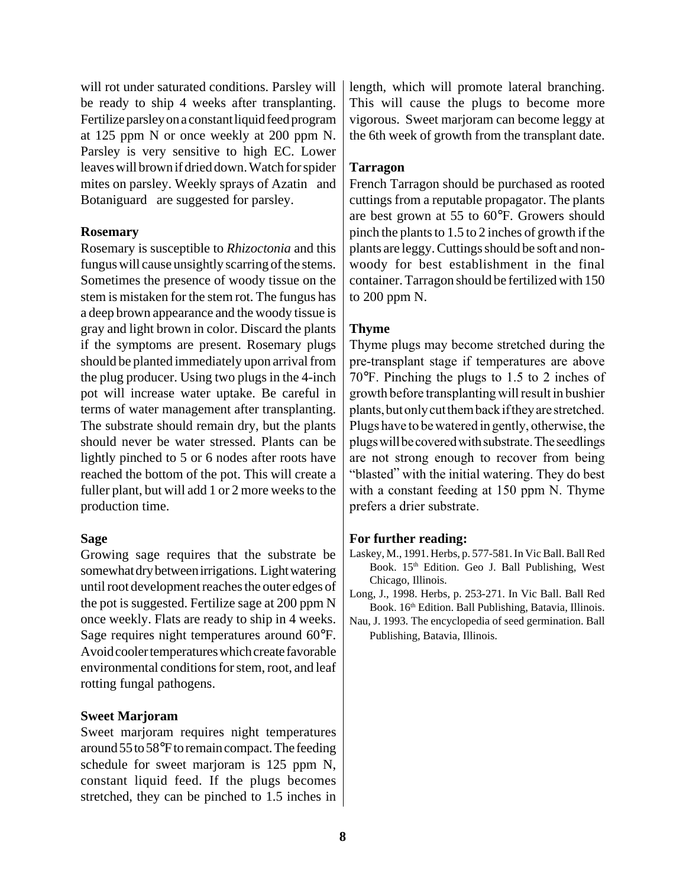will rot under saturated conditions. Parsley will be ready to ship 4 weeks after transplanting. Fertilize parsley on a constant liquid feed program at 125 ppm N or once weekly at 200 ppm N. Parsley is very sensitive to high EC. Lower leaves will brown if dried down. Watch for spider mites on parsley. Weekly sprays of Azatin and Botaniguard are suggested for parsley.

**Rosemary**

Rosemary is susceptible to *Rhizoctonia* and this fungus will cause unsightly scarring of the stems. Sometimes the presence of woody tissue on the stem is mistaken for the stem rot. The fungus has a deep brown appearance and the woody tissue is gray and light brown in color. Discard the plants if the symptoms are present. Rosemary plugs should be planted immediately upon arrival from the plug producer. Using two plugs in the 4-inch pot will increase water uptake. Be careful in terms of water management after transplanting. The substrate should remain dry, but the plants should never be water stressed. Plants can be lightly pinched to 5 or 6 nodes after roots have reached the bottom of the pot. This will create a fuller plant, but will add 1 or 2 more weeks to the production time.

**Sage**

Growing sage requires that the substrate be somewhat dry between irrigations. Light watering until root development reaches the outer edges of the pot is suggested. Fertilize sage at 200 ppm N once weekly. Flats are ready to ship in 4 weeks. Sage requires night temperatures around 60°F. Avoid cooler temperatures which create favorable environmental conditions for stem, root, and leaf rotting fungal pathogens.

**Sweet Marjoram**

Sweet marjoram requires night temperatures around 55 to 58°F to remain compact. The feeding schedule for sweet marjoram is 125 ppm N, constant liquid feed. If the plugs becomes stretched, they can be pinched to 1.5 inches in length, which will promote lateral branching. This will cause the plugs to become more vigorous. Sweet marjoram can become leggy at the 6th week of growth from the transplant date.

**Tarragon**

French Tarragon should be purchased as rooted cuttings from a reputable propagator. The plants are best grown at 55 to 60°F. Growers should pinch the plants to 1.5 to 2 inches of growth if the plants are leggy. Cuttings should be soft and non-woody for best establishment in the final container. Tarragon should be fertilized with 150 to 200 ppm N.

**Thyme**

Thyme plugs may become stretched during the pre-transplant stage if temperatures are above 70°F. Pinching the plugs to 1.5 to 2 inches of growth before transplanting will result in bushier plants, but only cut them back if they are stretched. Plugs have to be watered in gently, otherwise, the plugs will be covered with substrate. The seedlings are not strong enough to recover from being "blasted" with the initial watering. They do best with a constant feeding at 150 ppm N. Thyme prefers a drier substrate.

**For further reading:**

Laskey, M., 1991. Herbs, p. 577-581. In Vic Ball. Ball Red Book. 15th Edition. Geo J. Ball Publishing, West Chicago, Illinois.

Long, J., 1998. Herbs, p. 253-271. In Vic Ball. Ball Red Book. 16th Edition. Ball Publishing, Batavia, Illinois.

Nau, J. 1993. The encyclopedia of seed germination. Ball Publishing, Batavia, Illinois.